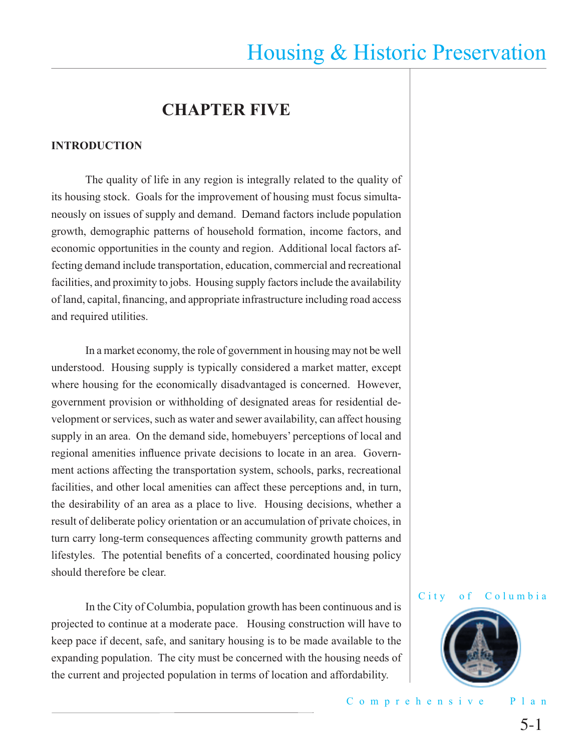# CHAPTER FIVE

## INTRODUCTION

The quality of life in any region is integrally related to the quality of its housing stock. Goals for the improvement of housing must focus simultaneously on issues of supply and demand. Demand factors include population growth, demographic patterns of household formation, income factors, and economic opportunities in the county and region. Additional local factors affecting demand include transportation, education, commercial and recreational facilities, and proximity to jobs. Housing supply factors include the availability of land, capital, financing, and appropriate infrastructure including road access and required utilities.

In a market economy, the role of government in housing may not be well understood. Housing supply is typically considered a market matter, except where housing for the economically disadvantaged is concerned. However, government provision or withholding of designated areas for residential development or services, such as water and sewer availability, can affect housing supply in an area. On the demand side, homebuyers' perceptions of local and regional amenities influence private decisions to locate in an area. Government actions affecting the transportation system, schools, parks, recreational facilities, and other local amenities can affect these perceptions and, in turn, the desirability of an area as a place to live. Housing decisions, whether a result of deliberate policy orientation or an accumulation of private choices, in turn carry long-term consequences affecting community growth patterns and lifestyles. The potential benefits of a concerted, coordinated housing policy should therefore be clear.

In the City of Columbia, population growth has been continuous and is projected to continue at a moderate pace. Housing construction will have to keep pace if decent, safe, and sanitary housing is to be made available to the expanding population. The city must be concerned with the housing needs of the current and projected population in terms of location and affordability.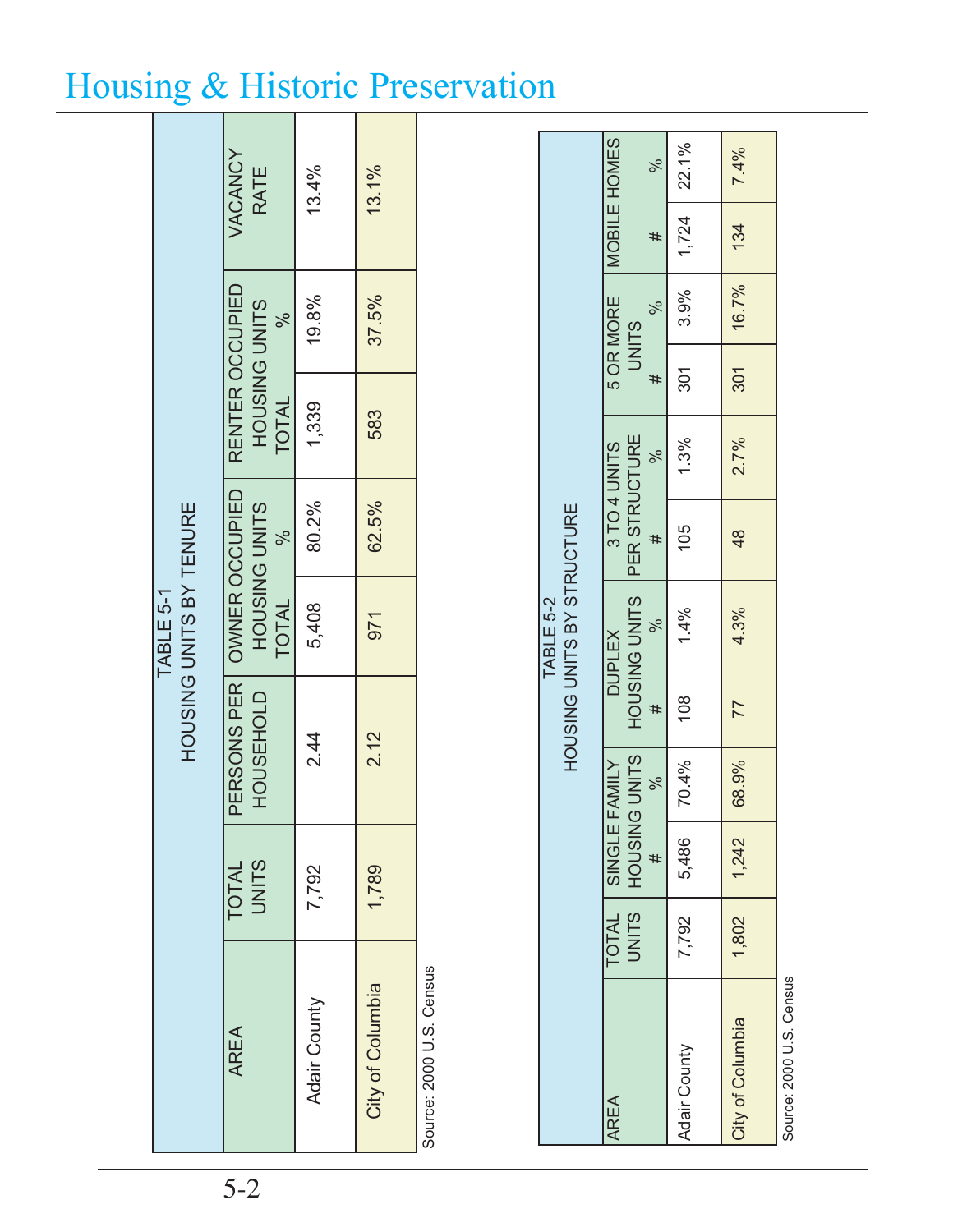# Housing & Historic Preservation

TABLE 5-1
HOUSING UNITS BY TENURE

| AREA | TOTAL UNITS | PERSONS PER HOUSEHOLD | OWNER OCCUPIED HOUSING UNITS TOTAL | OWNER OCCUPIED HOUSING UNITS % | RENTER OCCUPIED HOUSING UNITS TOTAL | RENTER OCCUPIED HOUSING UNITS % | VACANCY RATE |
|---|---|---|---|---|---|---|---|
| Adair County | 7,792 | 2.44 | 5,408 | 80.2% | 1,339 | 19.8% | 13.4% |
| City of Columbia | 1,789 | 2.12 | 971 | 62.5% | 583 | 37.5% | 13.1% |

Source: 2000 U.S. Census

TABLE 5-2
HOUSING UNITS BY STRUCTURE

| AREA | TOTAL UNITS | SINGLE FAMILY HOUSING UNITS | | DUPLEX HOUSING UNITS | | 3 TO 4 UNITS PER STRUCTURE | | 5 OR MORE UNITS | | MOBILE HOMES | |
|---|---|---|---|---|---|---|---|---|---|---|---|
| | | # | % | # | % | # | % | # | % | # | % |
| Adair County | 7,792 | 5,486 | 70.4% | 108 | 1.4% | 105 | 1.3% | 301 | 3.9% | 1,724 | 22.1% |
| City of Columbia | 1,802 | 1,242 | 68.9% | 77 | 4.3% | 48 | 2.7% | 301 | 16.7% | 134 | 7.4% |

Source: 2000 U.S. Census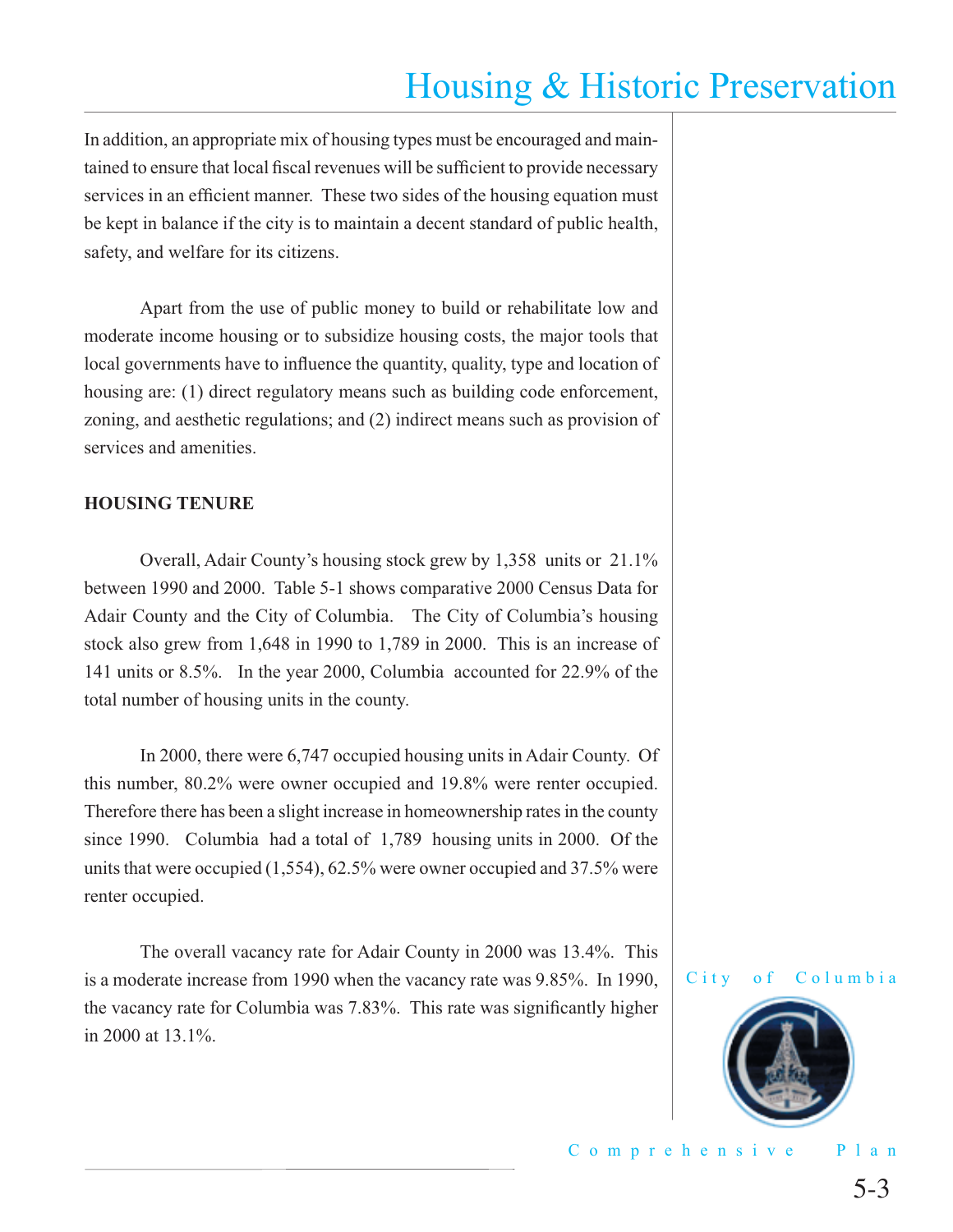In addition, an appropriate mix of housing types must be encouraged and maintained to ensure that local fiscal revenues will be sufficient to provide necessary services in an efficient manner. These two sides of the housing equation must be kept in balance if the city is to maintain a decent standard of public health, safety, and welfare for its citizens.

Apart from the use of public money to build or rehabilitate low and moderate income housing or to subsidize housing costs, the major tools that local governments have to influence the quantity, quality, type and location of housing are: (1) direct regulatory means such as building code enforcement, zoning, and aesthetic regulations; and (2) indirect means such as provision of services and amenities.

**HOUSING TENURE**

Overall, Adair County's housing stock grew by 1,358 units or 21.1% between 1990 and 2000. Table 5-1 shows comparative 2000 Census Data for Adair County and the City of Columbia. The City of Columbia's housing stock also grew from 1,648 in 1990 to 1,789 in 2000. This is an increase of 141 units or 8.5%. In the year 2000, Columbia accounted for 22.9% of the total number of housing units in the county.

In 2000, there were 6,747 occupied housing units in Adair County. Of this number, 80.2% were owner occupied and 19.8% were renter occupied. Therefore there has been a slight increase in homeownership rates in the county since 1990. Columbia had a total of 1,789 housing units in 2000. Of the units that were occupied (1,554), 62.5% were owner occupied and 37.5% were renter occupied.

The overall vacancy rate for Adair County in 2000 was 13.4%. This is a moderate increase from 1990 when the vacancy rate was 9.85%. In 1990, the vacancy rate for Columbia was 7.83%. This rate was significantly higher in 2000 at 13.1%.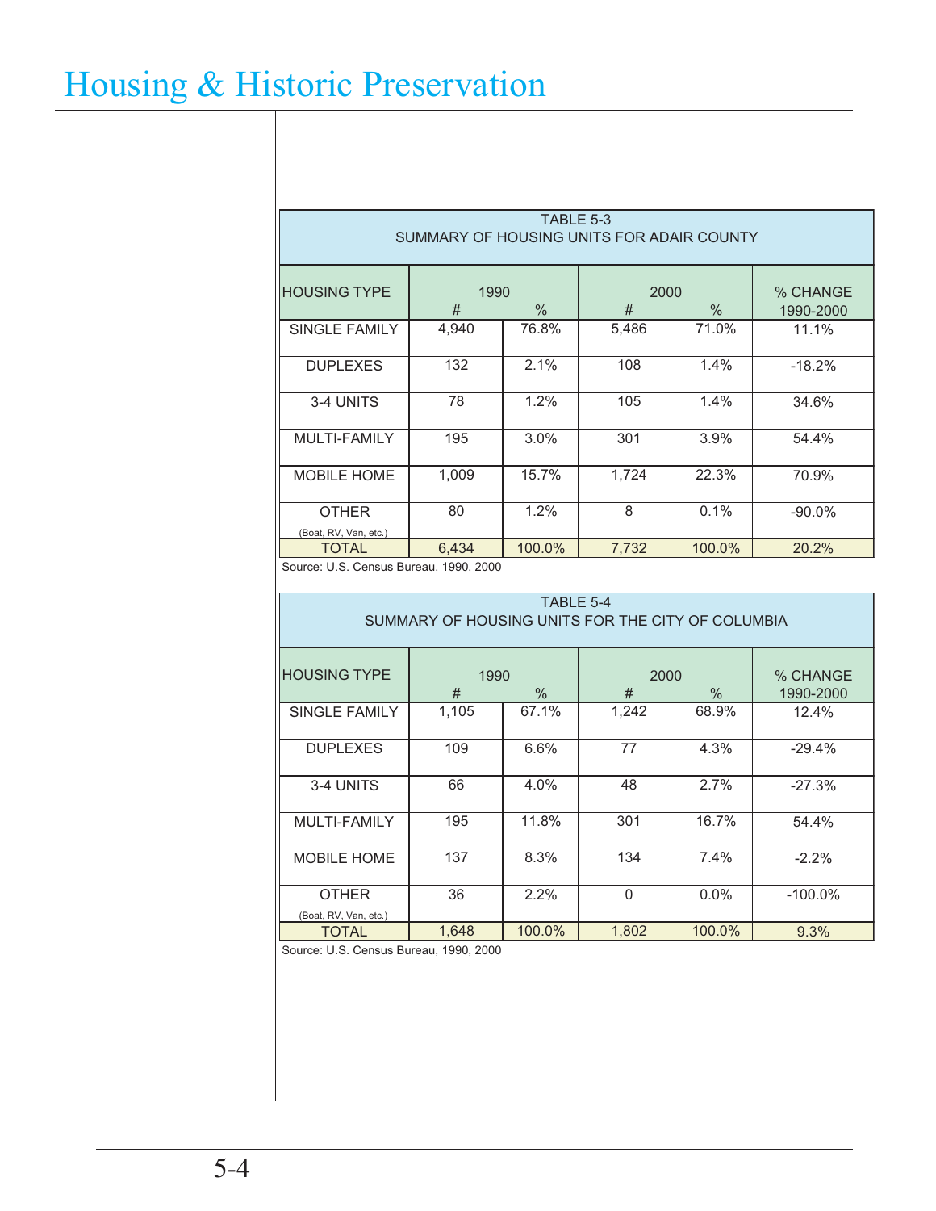# Housing & Historic Preservation

| TABLE 5-3<br>SUMMARY OF HOUSING UNITS FOR ADAIR COUNTY | | | | | |
|---|---|---|---|---|---|
| HOUSING TYPE | 1990 | | 2000 | | % CHANGE |
| | # | % | # | % | 1990-2000 |
| SINGLE FAMILY | 4,940 | 76.8% | 5,486 | 71.0% | 11.1% |
| DUPLEXES | 132 | 2.1% | 108 | 1.4% | -18.2% |
| 3-4 UNITS | 78 | 1.2% | 105 | 1.4% | 34.6% |
| MULTI-FAMILY | 195 | 3.0% | 301 | 3.9% | 54.4% |
| MOBILE HOME | 1,009 | 15.7% | 1,724 | 22.3% | 70.9% |
| OTHER (Boat, RV, Van, etc.) | 80 | 1.2% | 8 | 0.1% | -90.0% |
| TOTAL | 6,434 | 100.0% | 7,732 | 100.0% | 20.2% |

Source: U.S. Census Bureau, 1990, 2000

| TABLE 5-4<br>SUMMARY OF HOUSING UNITS FOR THE CITY OF COLUMBIA | | | | | |
|---|---|---|---|---|---|
| HOUSING TYPE | 1990 | | 2000 | | % CHANGE |
| | # | % | # | % | 1990-2000 |
| SINGLE FAMILY | 1,105 | 67.1% | 1,242 | 68.9% | 12.4% |
| DUPLEXES | 109 | 6.6% | 77 | 4.3% | -29.4% |
| 3-4 UNITS | 66 | 4.0% | 48 | 2.7% | -27.3% |
| MULTI-FAMILY | 195 | 11.8% | 301 | 16.7% | 54.4% |
| MOBILE HOME | 137 | 8.3% | 134 | 7.4% | -2.2% |
| OTHER (Boat, RV, Van, etc.) | 36 | 2.2% | 0 | 0.0% | -100.0% |
| TOTAL | 1,648 | 100.0% | 1,802 | 100.0% | 9.3% |

Source: U.S. Census Bureau, 1990, 2000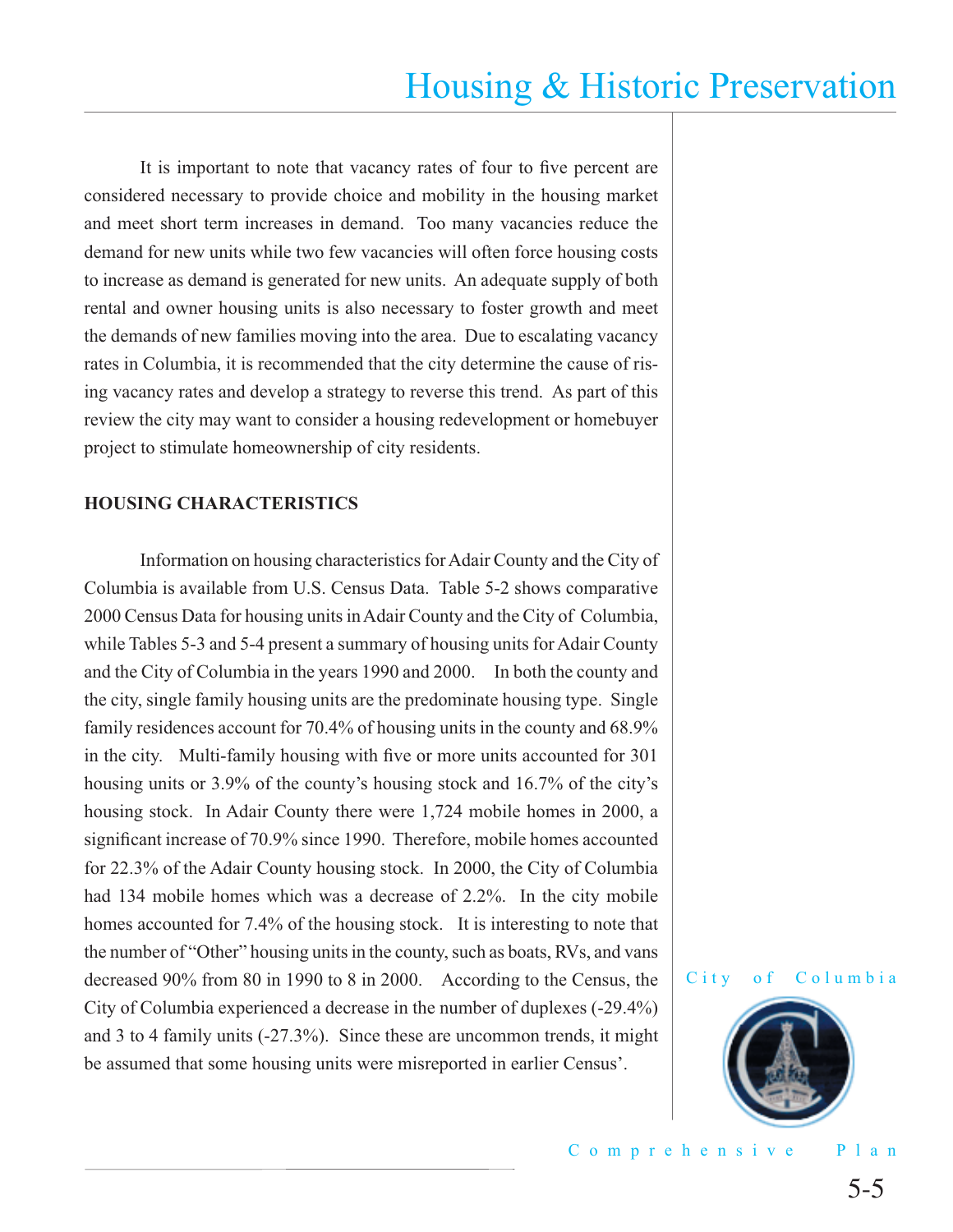It is important to note that vacancy rates of four to five percent are considered necessary to provide choice and mobility in the housing market and meet short term increases in demand. Too many vacancies reduce the demand for new units while two few vacancies will often force housing costs to increase as demand is generated for new units. An adequate supply of both rental and owner housing units is also necessary to foster growth and meet the demands of new families moving into the area. Due to escalating vacancy rates in Columbia, it is recommended that the city determine the cause of rising vacancy rates and develop a strategy to reverse this trend. As part of this review the city may want to consider a housing redevelopment or homebuyer project to stimulate homeownership of city residents.

**HOUSING CHARACTERISTICS**

Information on housing characteristics for Adair County and the City of Columbia is available from U.S. Census Data. Table 5-2 shows comparative 2000 Census Data for housing units in Adair County and the City of Columbia, while Tables 5-3 and 5-4 present a summary of housing units for Adair County and the City of Columbia in the years 1990 and 2000. In both the county and the city, single family housing units are the predominate housing type. Single family residences account for 70.4% of housing units in the county and 68.9% in the city. Multi-family housing with five or more units accounted for 301 housing units or 3.9% of the county's housing stock and 16.7% of the city's housing stock. In Adair County there were 1,724 mobile homes in 2000, a significant increase of 70.9% since 1990. Therefore, mobile homes accounted for 22.3% of the Adair County housing stock. In 2000, the City of Columbia had 134 mobile homes which was a decrease of 2.2%. In the city mobile homes accounted for 7.4% of the housing stock. It is interesting to note that the number of "Other" housing units in the county, such as boats, RVs, and vans decreased 90% from 80 in 1990 to 8 in 2000. According to the Census, the City of Columbia experienced a decrease in the number of duplexes (-29.4%) and 3 to 4 family units (-27.3%). Since these are uncommon trends, it might be assumed that some housing units were misreported in earlier Census'.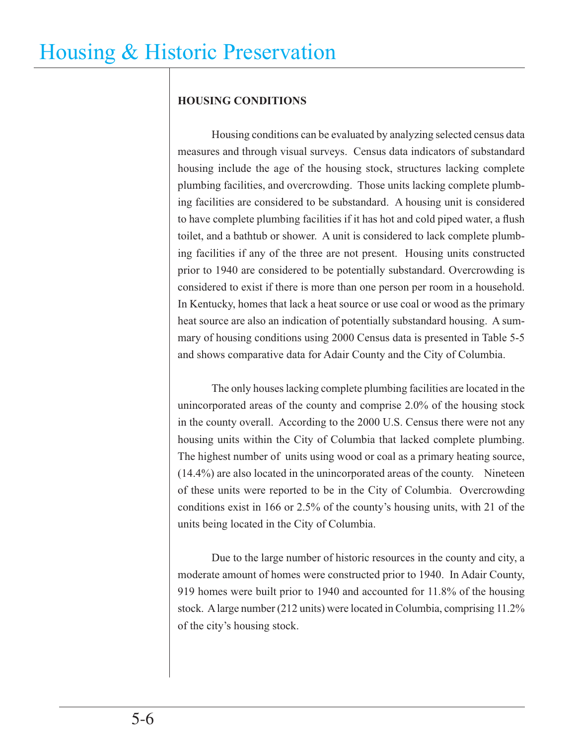# Housing & Historic Preservation

**HOUSING CONDITIONS**

Housing conditions can be evaluated by analyzing selected census data measures and through visual surveys. Census data indicators of substandard housing include the age of the housing stock, structures lacking complete plumbing facilities, and overcrowding. Those units lacking complete plumbing facilities are considered to be substandard. A housing unit is considered to have complete plumbing facilities if it has hot and cold piped water, a flush toilet, and a bathtub or shower. A unit is considered to lack complete plumbing facilities if any of the three are not present. Housing units constructed prior to 1940 are considered to be potentially substandard. Overcrowding is considered to exist if there is more than one person per room in a household. In Kentucky, homes that lack a heat source or use coal or wood as the primary heat source are also an indication of potentially substandard housing. A summary of housing conditions using 2000 Census data is presented in Table 5-5 and shows comparative data for Adair County and the City of Columbia.

The only houses lacking complete plumbing facilities are located in the unincorporated areas of the county and comprise 2.0% of the housing stock in the county overall. According to the 2000 U.S. Census there were not any housing units within the City of Columbia that lacked complete plumbing. The highest number of units using wood or coal as a primary heating source, (14.4%) are also located in the unincorporated areas of the county. Nineteen of these units were reported to be in the City of Columbia. Overcrowding conditions exist in 166 or 2.5% of the county's housing units, with 21 of the units being located in the City of Columbia.

Due to the large number of historic resources in the county and city, a moderate amount of homes were constructed prior to 1940. In Adair County, 919 homes were built prior to 1940 and accounted for 11.8% of the housing stock. A large number (212 units) were located in Columbia, comprising 11.2% of the city's housing stock.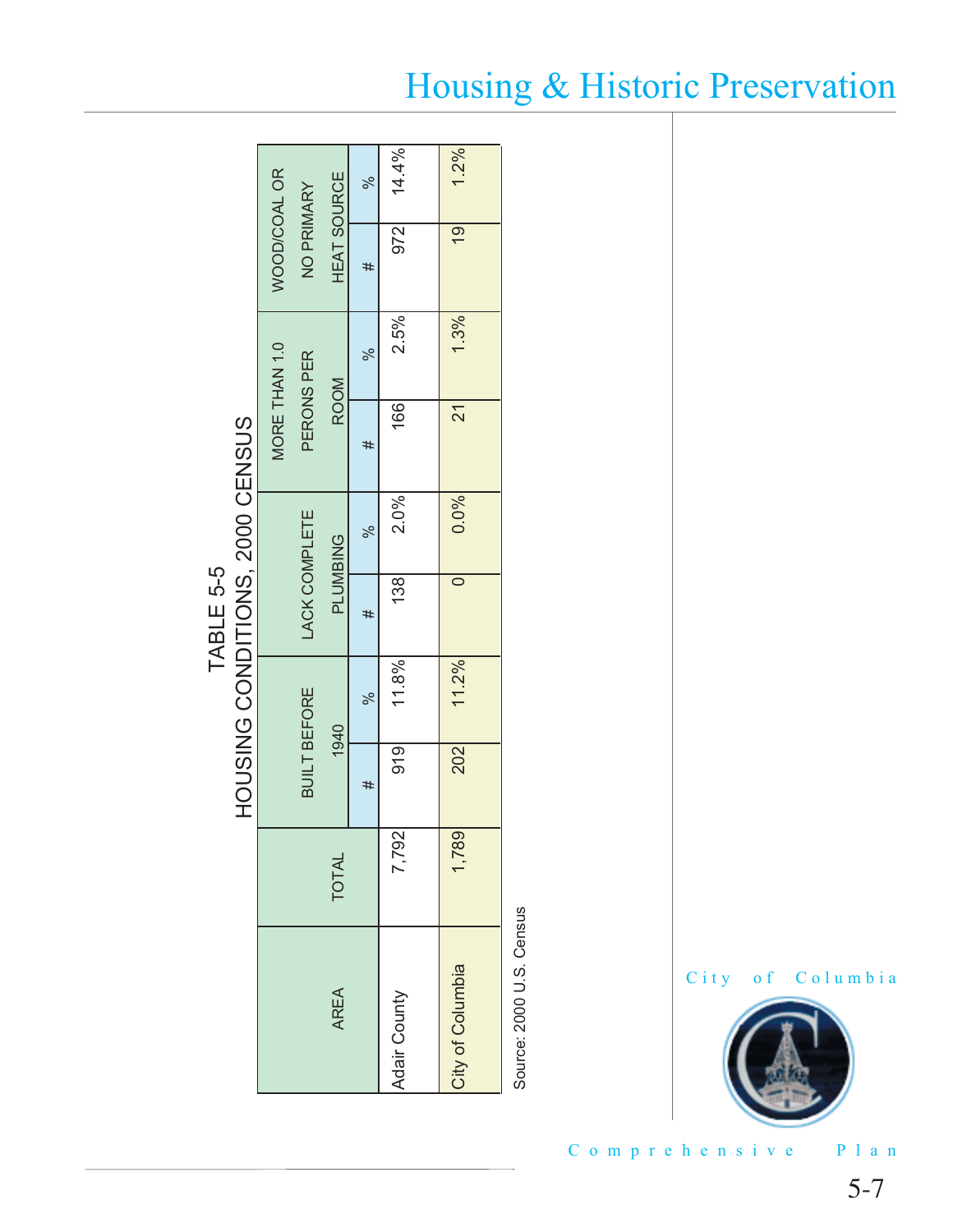## TABLE 5-5
## HOUSING CONDITIONS, 2000 CENSUS

| AREA | TOTAL | BUILT BEFORE 1940 | | LACK COMPLETE PLUMBING | | MORE THAN 1.0 PERONS PER ROOM | | WOOD/COAL OR NO PRIMARY HEAT SOURCE | |
|---|---|---|---|---|---|---|---|---|---|
| | | # | % | # | % | # | % | # | % |
| Adair County | 7,792 | 919 | 11.8% | 138 | 2.0% | 166 | 2.5% | 972 | 14.4% |
| City of Columbia | 1,789 | 202 | 11.2% | 0 | 0.0% | 21 | 1.3% | 19 | 1.2% |

Source: 2000 U.S. Census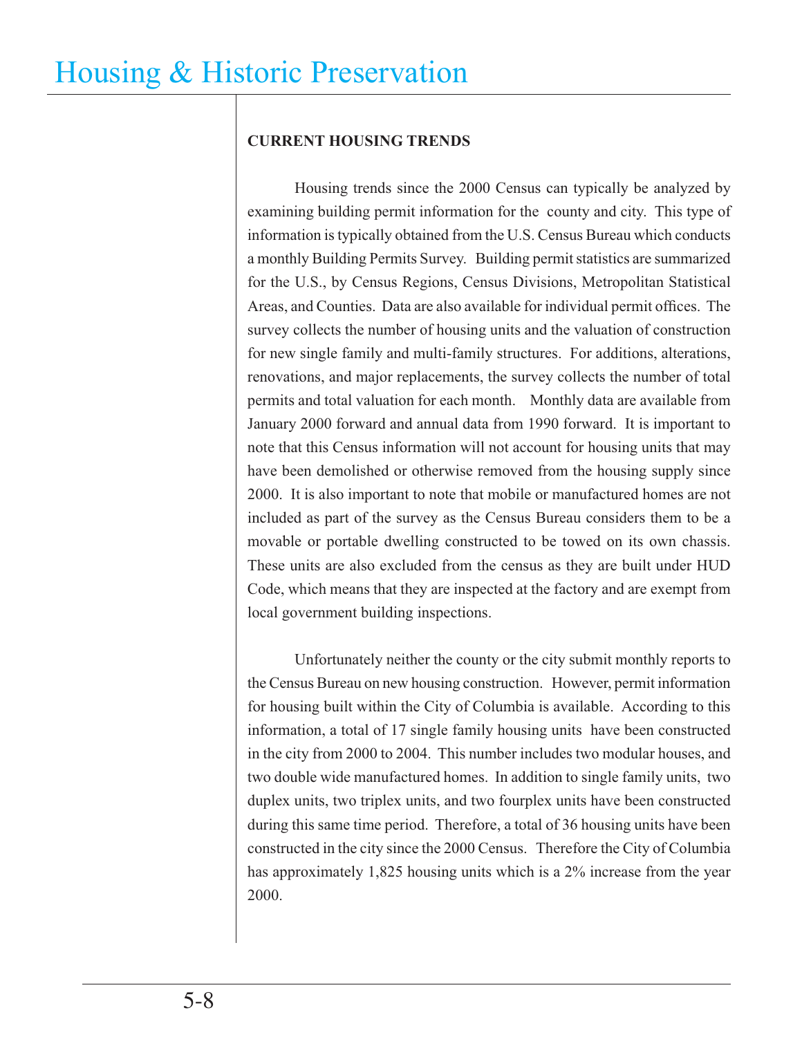# Housing & Historic Preservation

**CURRENT HOUSING TRENDS**

Housing trends since the 2000 Census can typically be analyzed by examining building permit information for the county and city. This type of information is typically obtained from the U.S. Census Bureau which conducts a monthly Building Permits Survey. Building permit statistics are summarized for the U.S., by Census Regions, Census Divisions, Metropolitan Statistical Areas, and Counties. Data are also available for individual permit offices. The survey collects the number of housing units and the valuation of construction for new single family and multi-family structures. For additions, alterations, renovations, and major replacements, the survey collects the number of total permits and total valuation for each month. Monthly data are available from January 2000 forward and annual data from 1990 forward. It is important to note that this Census information will not account for housing units that may have been demolished or otherwise removed from the housing supply since 2000. It is also important to note that mobile or manufactured homes are not included as part of the survey as the Census Bureau considers them to be a movable or portable dwelling constructed to be towed on its own chassis. These units are also excluded from the census as they are built under HUD Code, which means that they are inspected at the factory and are exempt from local government building inspections.

Unfortunately neither the county or the city submit monthly reports to the Census Bureau on new housing construction. However, permit information for housing built within the City of Columbia is available. According to this information, a total of 17 single family housing units have been constructed in the city from 2000 to 2004. This number includes two modular houses, and two double wide manufactured homes. In addition to single family units, two duplex units, two triplex units, and two fourplex units have been constructed during this same time period. Therefore, a total of 36 housing units have been constructed in the city since the 2000 Census. Therefore the City of Columbia has approximately 1,825 housing units which is a 2% increase from the year 2000.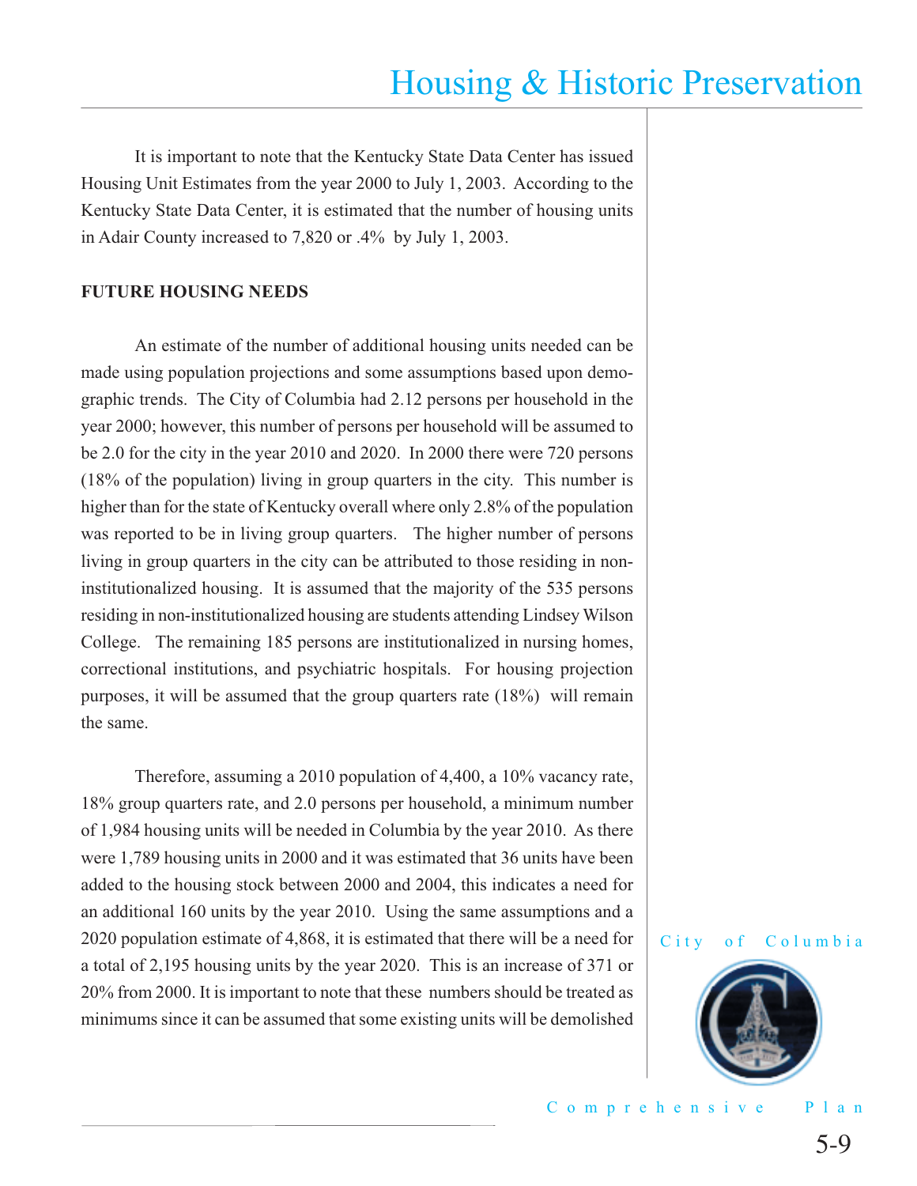It is important to note that the Kentucky State Data Center has issued Housing Unit Estimates from the year 2000 to July 1, 2003. According to the Kentucky State Data Center, it is estimated that the number of housing units in Adair County increased to 7,820 or .4% by July 1, 2003.

**FUTURE HOUSING NEEDS**

An estimate of the number of additional housing units needed can be made using population projections and some assumptions based upon demographic trends. The City of Columbia had 2.12 persons per household in the year 2000; however, this number of persons per household will be assumed to be 2.0 for the city in the year 2010 and 2020. In 2000 there were 720 persons (18% of the population) living in group quarters in the city. This number is higher than for the state of Kentucky overall where only 2.8% of the population was reported to be in living group quarters. The higher number of persons living in group quarters in the city can be attributed to those residing in non-institutionalized housing. It is assumed that the majority of the 535 persons residing in non-institutionalized housing are students attending Lindsey Wilson College. The remaining 185 persons are institutionalized in nursing homes, correctional institutions, and psychiatric hospitals. For housing projection purposes, it will be assumed that the group quarters rate (18%) will remain the same.

Therefore, assuming a 2010 population of 4,400, a 10% vacancy rate, 18% group quarters rate, and 2.0 persons per household, a minimum number of 1,984 housing units will be needed in Columbia by the year 2010. As there were 1,789 housing units in 2000 and it was estimated that 36 units have been added to the housing stock between 2000 and 2004, this indicates a need for an additional 160 units by the year 2010. Using the same assumptions and a 2020 population estimate of 4,868, it is estimated that there will be a need for a total of 2,195 housing units by the year 2020. This is an increase of 371 or 20% from 2000. It is important to note that these numbers should be treated as minimums since it can be assumed that some existing units will be demolished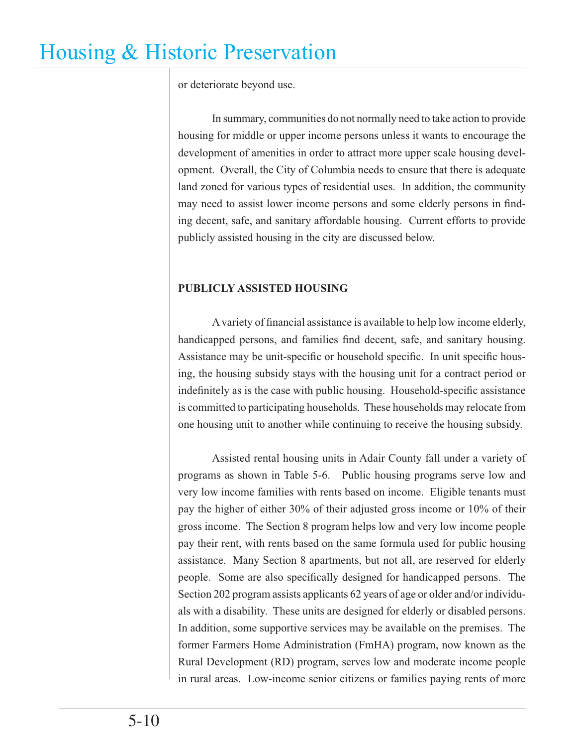or deteriorate beyond use.

In summary, communities do not normally need to take action to provide housing for middle or upper income persons unless it wants to encourage the development of amenities in order to attract more upper scale housing development. Overall, the City of Columbia needs to ensure that there is adequate land zoned for various types of residential uses. In addition, the community may need to assist lower income persons and some elderly persons in finding decent, safe, and sanitary affordable housing. Current efforts to provide publicly assisted housing in the city are discussed below.

**PUBLICLY ASSISTED HOUSING**

A variety of financial assistance is available to help low income elderly, handicapped persons, and families find decent, safe, and sanitary housing. Assistance may be unit-specific or household specific. In unit specific housing, the housing subsidy stays with the housing unit for a contract period or indefinitely as is the case with public housing. Household-specific assistance is committed to participating households. These households may relocate from one housing unit to another while continuing to receive the housing subsidy.

Assisted rental housing units in Adair County fall under a variety of programs as shown in Table 5-6. Public housing programs serve low and very low income families with rents based on income. Eligible tenants must pay the higher of either 30% of their adjusted gross income or 10% of their gross income. The Section 8 program helps low and very low income people pay their rent, with rents based on the same formula used for public housing assistance. Many Section 8 apartments, but not all, are reserved for elderly people. Some are also specifically designed for handicapped persons. The Section 202 program assists applicants 62 years of age or older and/or individuals with a disability. These units are designed for elderly or disabled persons. In addition, some supportive services may be available on the premises. The former Farmers Home Administration (FmHA) program, now known as the Rural Development (RD) program, serves low and moderate income people in rural areas. Low-income senior citizens or families paying rents of more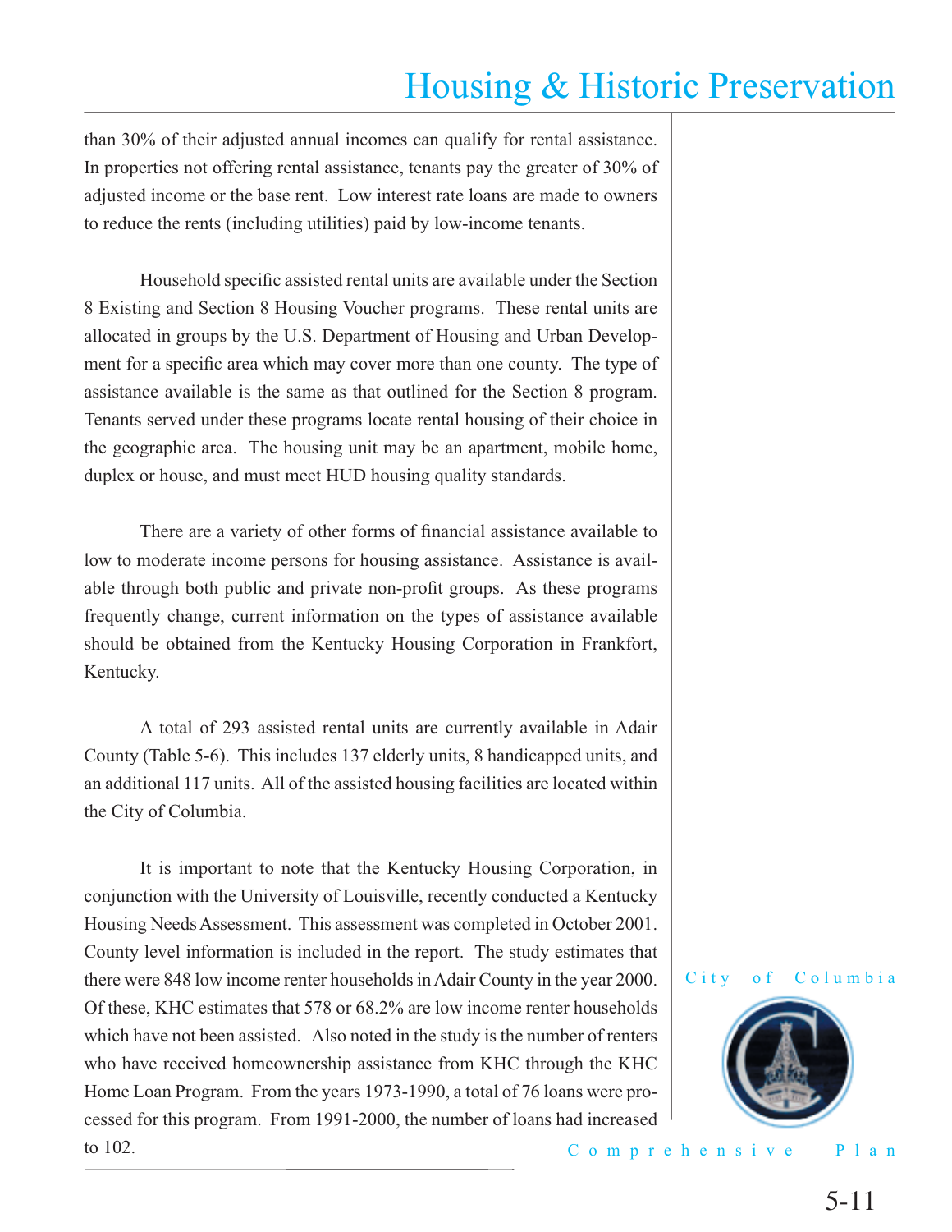than 30% of their adjusted annual incomes can qualify for rental assistance. In properties not offering rental assistance, tenants pay the greater of 30% of adjusted income or the base rent. Low interest rate loans are made to owners to reduce the rents (including utilities) paid by low-income tenants.

Household specific assisted rental units are available under the Section 8 Existing and Section 8 Housing Voucher programs. These rental units are allocated in groups by the U.S. Department of Housing and Urban Development for a specific area which may cover more than one county. The type of assistance available is the same as that outlined for the Section 8 program. Tenants served under these programs locate rental housing of their choice in the geographic area. The housing unit may be an apartment, mobile home, duplex or house, and must meet HUD housing quality standards.

There are a variety of other forms of financial assistance available to low to moderate income persons for housing assistance. Assistance is available through both public and private non-profit groups. As these programs frequently change, current information on the types of assistance available should be obtained from the Kentucky Housing Corporation in Frankfort, Kentucky.

A total of 293 assisted rental units are currently available in Adair County (Table 5-6). This includes 137 elderly units, 8 handicapped units, and an additional 117 units. All of the assisted housing facilities are located within the City of Columbia.

It is important to note that the Kentucky Housing Corporation, in conjunction with the University of Louisville, recently conducted a Kentucky Housing Needs Assessment. This assessment was completed in October 2001. County level information is included in the report. The study estimates that there were 848 low income renter households in Adair County in the year 2000. Of these, KHC estimates that 578 or 68.2% are low income renter households which have not been assisted. Also noted in the study is the number of renters who have received homeownership assistance from KHC through the KHC Home Loan Program. From the years 1973-1990, a total of 76 loans were processed for this program. From 1991-2000, the number of loans had increased to 102.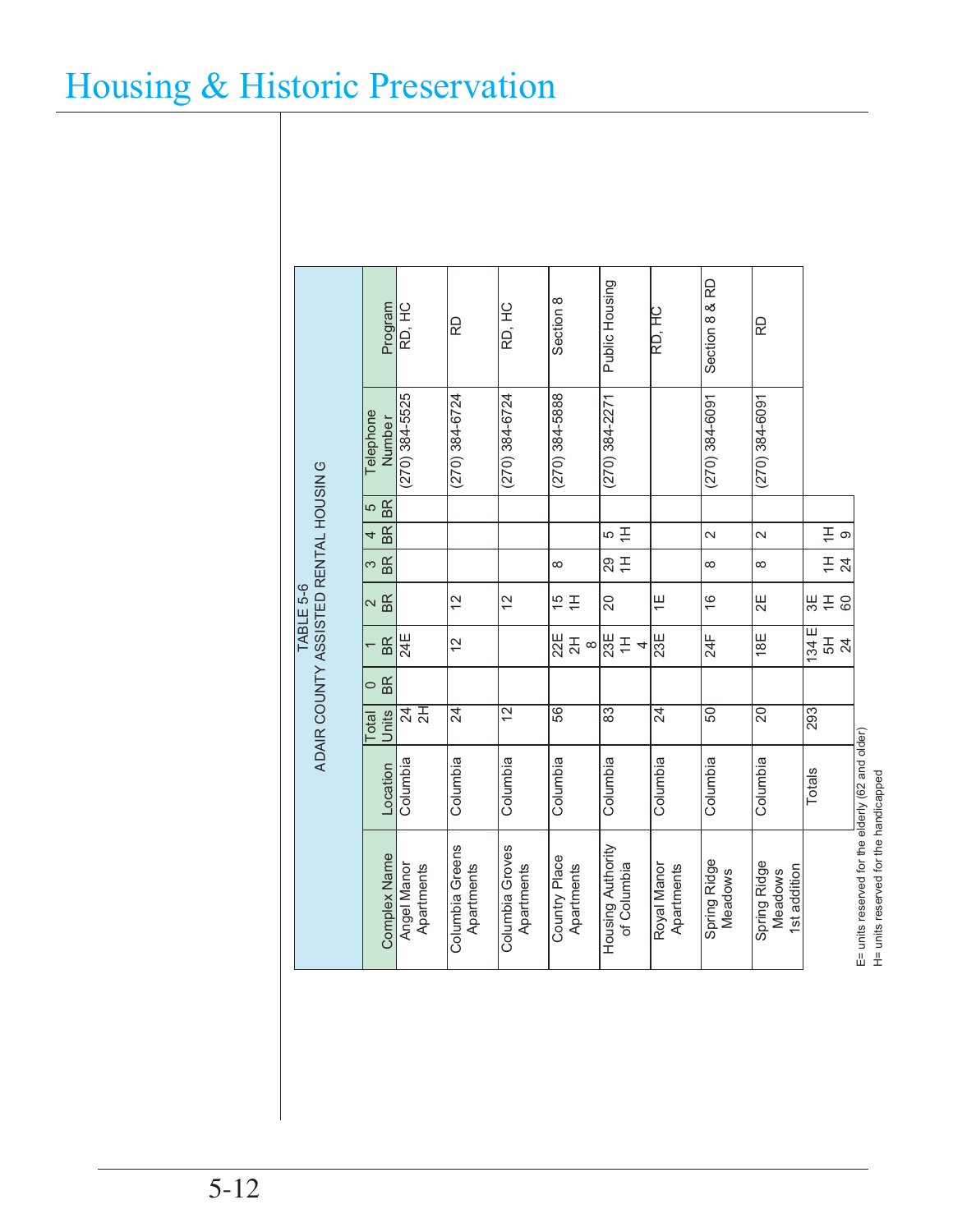# Housing & Historic Preservation

TABLE 5-6
ADAIR COUNTY ASSISTED RENTAL HOUSING

| Complex Name | Location | Total Units | 0 BR | 1 BR | 2 BR | 3 BR | 4 BR | 5 BR | Telephone Number | Program |
|---|---|---|---|---|---|---|---|---|---|---|
| Angel Manor Apartments | Columbia | 24 2H | | 24E | | | | | (270) 384-5525 | RD, HC |
| Columbia Greens Apartments | Columbia | 24 | | 12 | 12 | | | | (270) 384-6724 | RD |
| Columbia Groves Apartments | Columbia | 12 | | | 12 | | | | (270) 384-6724 | RD, HC |
| Country Place Apartments | Columbia | 56 | | 22E 2H 8 | 15 1H | 8 | | | (270) 384-5888 | Section 8 |
| Housing Authority of Columbia | Columbia | 83 | | 23E 1H 4 | 20 | 29 1H | 5 1H | | (270) 384-2271 | Public Housing |
| Royal Manor Apartments | Columbia | 24 | | 23E | 1E | | | | | RD, HC |
| Spring Ridge Meadows | Columbia | 50 | | 24F | 16 | 8 | 2 | | (270) 384-6091 | Section 8 & RD |
| Spring Ridge Meadows 1st addition | Columbia | 20 | | 18E | 2E | 8 | 2 | | (270) 384-6091 | RD |
| | Totals | 293 | | 134 E 5H 24 | 3E 1H 60 | 1H 24 | 1H 9 | | | |

E= units reserved for the elderly (62 and older)
H= units reserved for the handicapped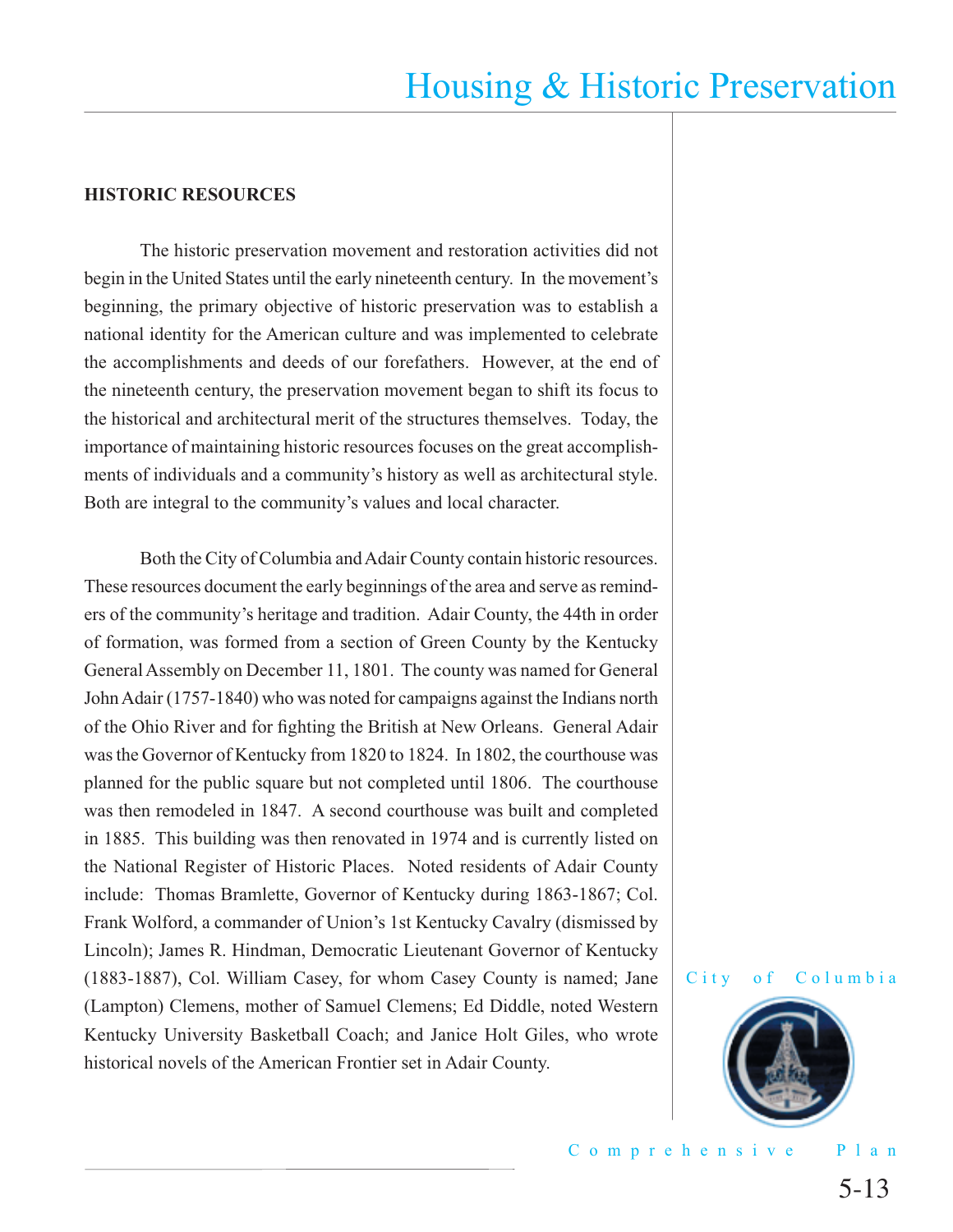## HISTORIC RESOURCES

The historic preservation movement and restoration activities did not begin in the United States until the early nineteenth century. In the movement's beginning, the primary objective of historic preservation was to establish a national identity for the American culture and was implemented to celebrate the accomplishments and deeds of our forefathers. However, at the end of the nineteenth century, the preservation movement began to shift its focus to the historical and architectural merit of the structures themselves. Today, the importance of maintaining historic resources focuses on the great accomplishments of individuals and a community's history as well as architectural style. Both are integral to the community's values and local character.

Both the City of Columbia and Adair County contain historic resources. These resources document the early beginnings of the area and serve as reminders of the community's heritage and tradition. Adair County, the 44th in order of formation, was formed from a section of Green County by the Kentucky General Assembly on December 11, 1801. The county was named for General John Adair (1757-1840) who was noted for campaigns against the Indians north of the Ohio River and for fighting the British at New Orleans. General Adair was the Governor of Kentucky from 1820 to 1824. In 1802, the courthouse was planned for the public square but not completed until 1806. The courthouse was then remodeled in 1847. A second courthouse was built and completed in 1885. This building was then renovated in 1974 and is currently listed on the National Register of Historic Places. Noted residents of Adair County include: Thomas Bramlette, Governor of Kentucky during 1863-1867; Col. Frank Wolford, a commander of Union's 1st Kentucky Cavalry (dismissed by Lincoln); James R. Hindman, Democratic Lieutenant Governor of Kentucky (1883-1887), Col. William Casey, for whom Casey County is named; Jane (Lampton) Clemens, mother of Samuel Clemens; Ed Diddle, noted Western Kentucky University Basketball Coach; and Janice Holt Giles, who wrote historical novels of the American Frontier set in Adair County.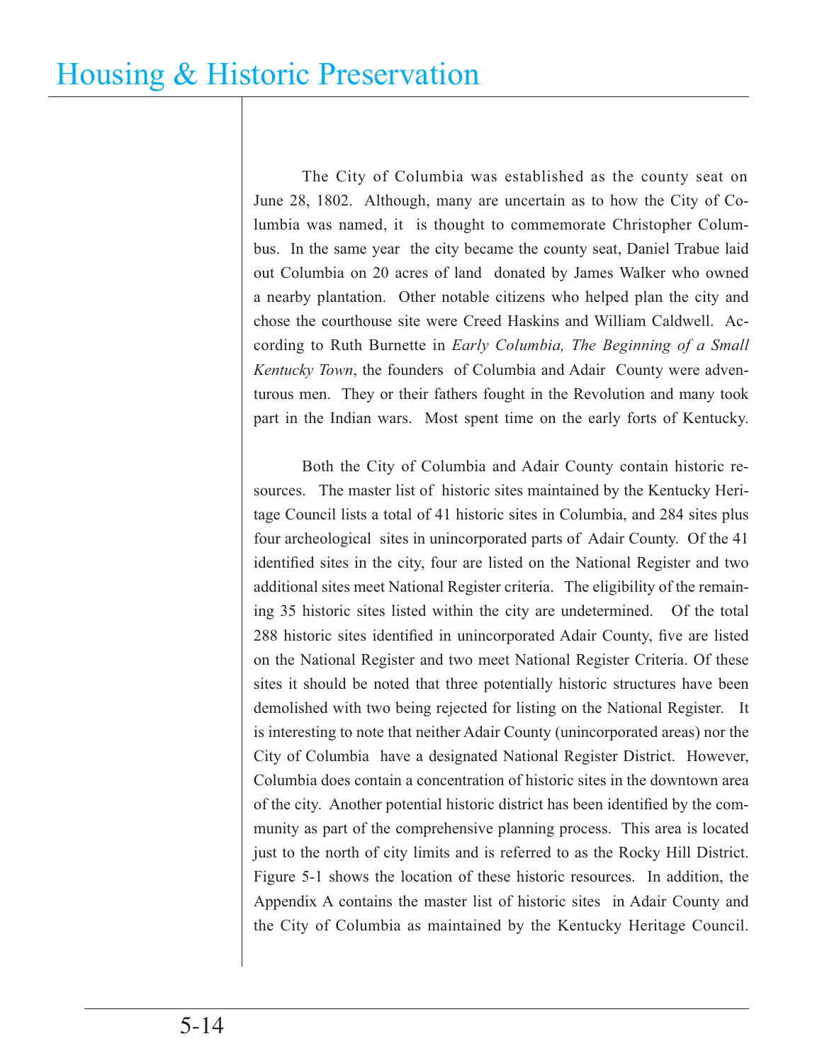# Housing & Historic Preservation

The City of Columbia was established as the county seat on June 28, 1802. Although, many are uncertain as to how the City of Columbia was named, it is thought to commemorate Christopher Columbus. In the same year the city became the county seat, Daniel Trabue laid out Columbia on 20 acres of land donated by James Walker who owned a nearby plantation. Other notable citizens who helped plan the city and chose the courthouse site were Creed Haskins and William Caldwell. According to Ruth Burnette in *Early Columbia, The Beginning of a Small Kentucky Town*, the founders of Columbia and Adair County were adventurous men. They or their fathers fought in the Revolution and many took part in the Indian wars. Most spent time on the early forts of Kentucky.

Both the City of Columbia and Adair County contain historic resources. The master list of historic sites maintained by the Kentucky Heritage Council lists a total of 41 historic sites in Columbia, and 284 sites plus four archeological sites in unincorporated parts of Adair County. Of the 41 identified sites in the city, four are listed on the National Register and two additional sites meet National Register criteria. The eligibility of the remaining 35 historic sites listed within the city are undetermined. Of the total 288 historic sites identified in unincorporated Adair County, five are listed on the National Register and two meet National Register Criteria. Of these sites it should be noted that three potentially historic structures have been demolished with two being rejected for listing on the National Register. It is interesting to note that neither Adair County (unincorporated areas) nor the City of Columbia have a designated National Register District. However, Columbia does contain a concentration of historic sites in the downtown area of the city. Another potential historic district has been identified by the community as part of the comprehensive planning process. This area is located just to the north of city limits and is referred to as the Rocky Hill District. Figure 5-1 shows the location of these historic resources. In addition, the Appendix A contains the master list of historic sites in Adair County and the City of Columbia as maintained by the Kentucky Heritage Council.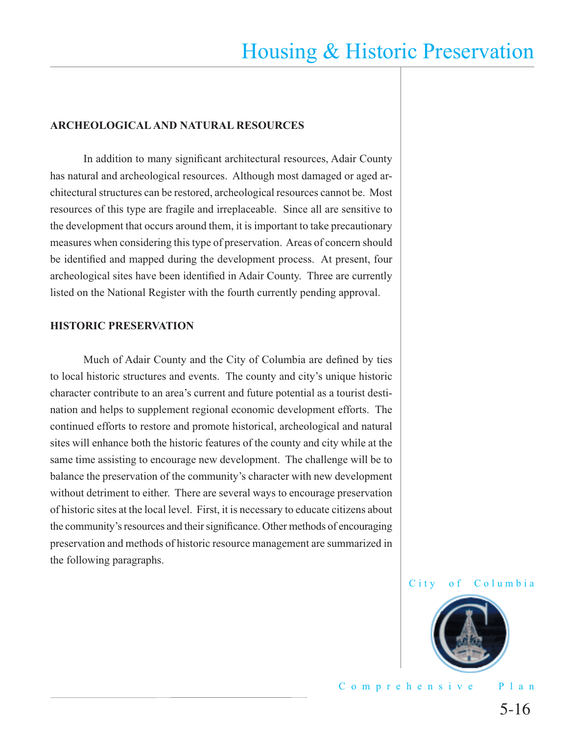## ARCHEOLOGICAL AND NATURAL RESOURCES

In addition to many significant architectural resources, Adair County has natural and archeological resources. Although most damaged or aged architectural structures can be restored, archeological resources cannot be. Most resources of this type are fragile and irreplaceable. Since all are sensitive to the development that occurs around them, it is important to take precautionary measures when considering this type of preservation. Areas of concern should be identified and mapped during the development process. At present, four archeological sites have been identified in Adair County. Three are currently listed on the National Register with the fourth currently pending approval.

## HISTORIC PRESERVATION

Much of Adair County and the City of Columbia are defined by ties to local historic structures and events. The county and city's unique historic character contribute to an area's current and future potential as a tourist destination and helps to supplement regional economic development efforts. The continued efforts to restore and promote historical, archeological and natural sites will enhance both the historic features of the county and city while at the same time assisting to encourage new development. The challenge will be to balance the preservation of the community's character with new development without detriment to either. There are several ways to encourage preservation of historic sites at the local level. First, it is necessary to educate citizens about the community's resources and their significance. Other methods of encouraging preservation and methods of historic resource management are summarized in the following paragraphs.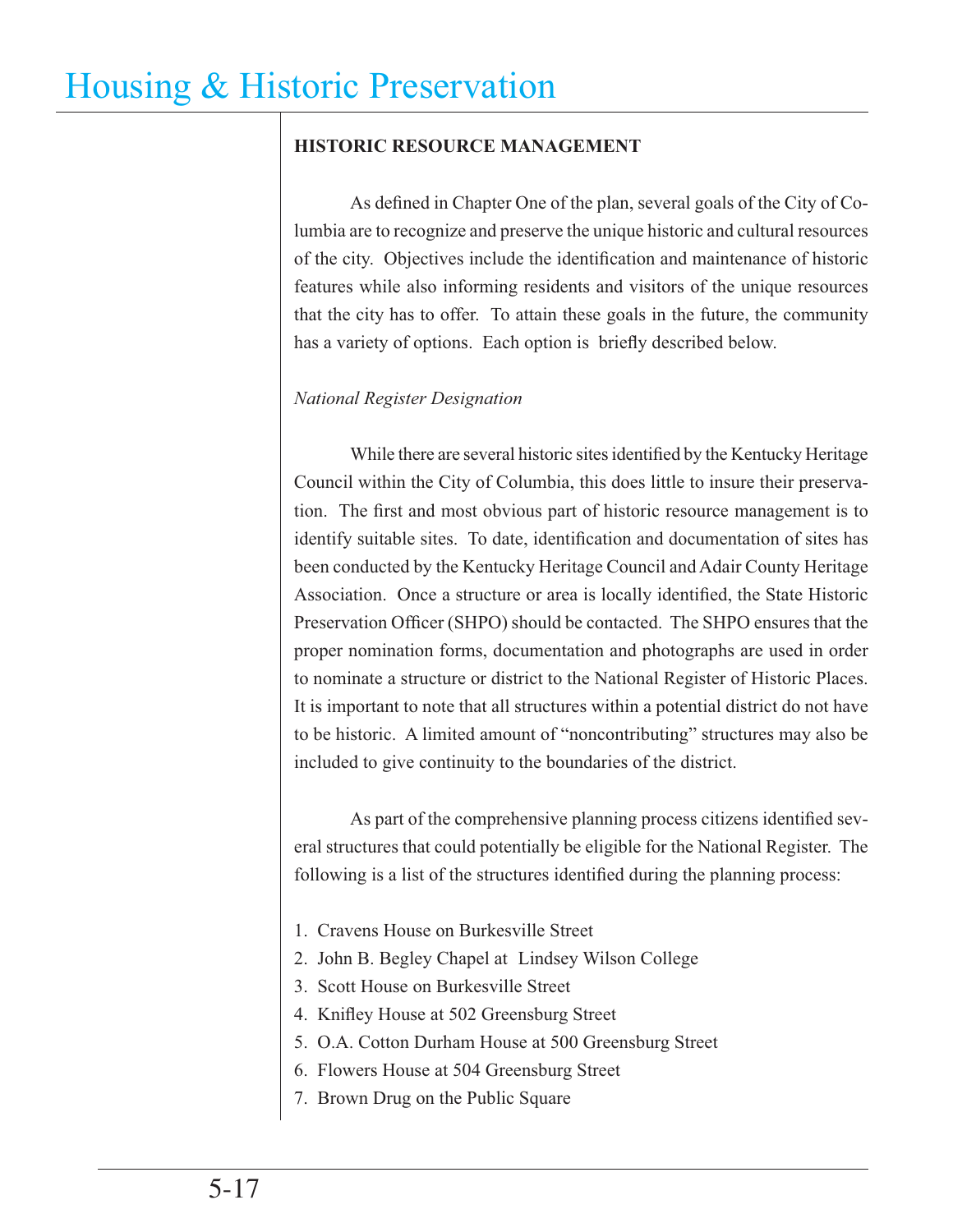## HISTORIC RESOURCE MANAGEMENT

As defined in Chapter One of the plan, several goals of the City of Columbia are to recognize and preserve the unique historic and cultural resources of the city. Objectives include the identification and maintenance of historic features while also informing residents and visitors of the unique resources that the city has to offer. To attain these goals in the future, the community has a variety of options. Each option is briefly described below.

### *National Register Designation*

While there are several historic sites identified by the Kentucky Heritage Council within the City of Columbia, this does little to insure their preservation. The first and most obvious part of historic resource management is to identify suitable sites. To date, identification and documentation of sites has been conducted by the Kentucky Heritage Council and Adair County Heritage Association. Once a structure or area is locally identified, the State Historic Preservation Officer (SHPO) should be contacted. The SHPO ensures that the proper nomination forms, documentation and photographs are used in order to nominate a structure or district to the National Register of Historic Places. It is important to note that all structures within a potential district do not have to be historic. A limited amount of "noncontributing" structures may also be included to give continuity to the boundaries of the district.

As part of the comprehensive planning process citizens identified several structures that could potentially be eligible for the National Register. The following is a list of the structures identified during the planning process:

1. Cravens House on Burkesville Street
2. John B. Begley Chapel at Lindsey Wilson College
3. Scott House on Burkesville Street
4. Kniflley House at 502 Greensburg Street
5. O.A. Cotton Durham House at 500 Greensburg Street
6. Flowers House at 504 Greensburg Street
7. Brown Drug on the Public Square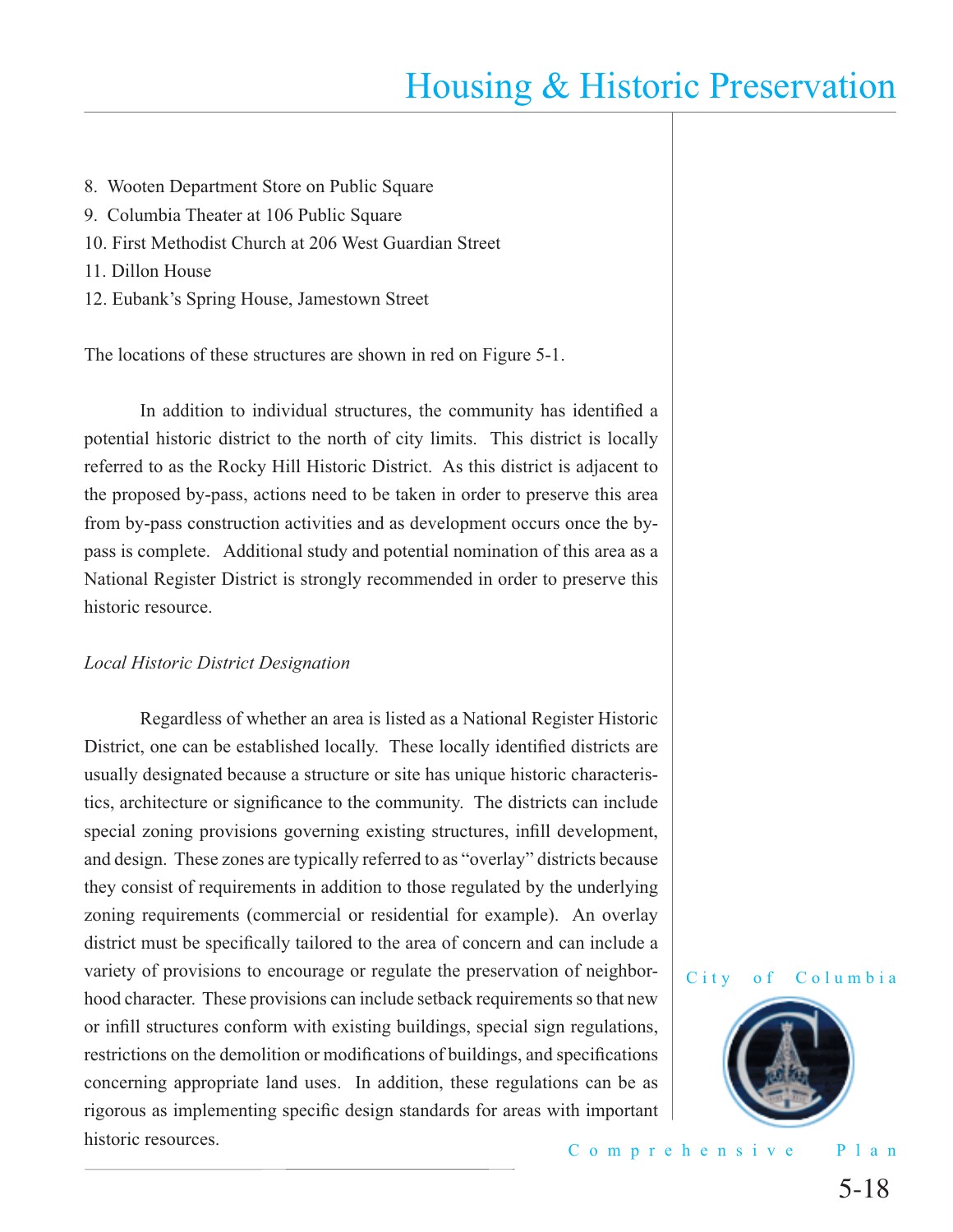8. Wooten Department Store on Public Square
9. Columbia Theater at 106 Public Square
10. First Methodist Church at 206 West Guardian Street
11. Dillon House
12. Eubank's Spring House, Jamestown Street

The locations of these structures are shown in red on Figure 5-1.

In addition to individual structures, the community has identified a potential historic district to the north of city limits. This district is locally referred to as the Rocky Hill Historic District. As this district is adjacent to the proposed by-pass, actions need to be taken in order to preserve this area from by-pass construction activities and as development occurs once the by-pass is complete. Additional study and potential nomination of this area as a National Register District is strongly recommended in order to preserve this historic resource.

*Local Historic District Designation*

Regardless of whether an area is listed as a National Register Historic District, one can be established locally. These locally identified districts are usually designated because a structure or site has unique historic characteristics, architecture or significance to the community. The districts can include special zoning provisions governing existing structures, infill development, and design. These zones are typically referred to as "overlay" districts because they consist of requirements in addition to those regulated by the underlying zoning requirements (commercial or residential for example). An overlay district must be specifically tailored to the area of concern and can include a variety of provisions to encourage or regulate the preservation of neighborhood character. These provisions can include setback requirements so that new or infill structures conform with existing buildings, special sign regulations, restrictions on the demolition or modifications of buildings, and specifications concerning appropriate land uses. In addition, these regulations can be as rigorous as implementing specific design standards for areas with important historic resources.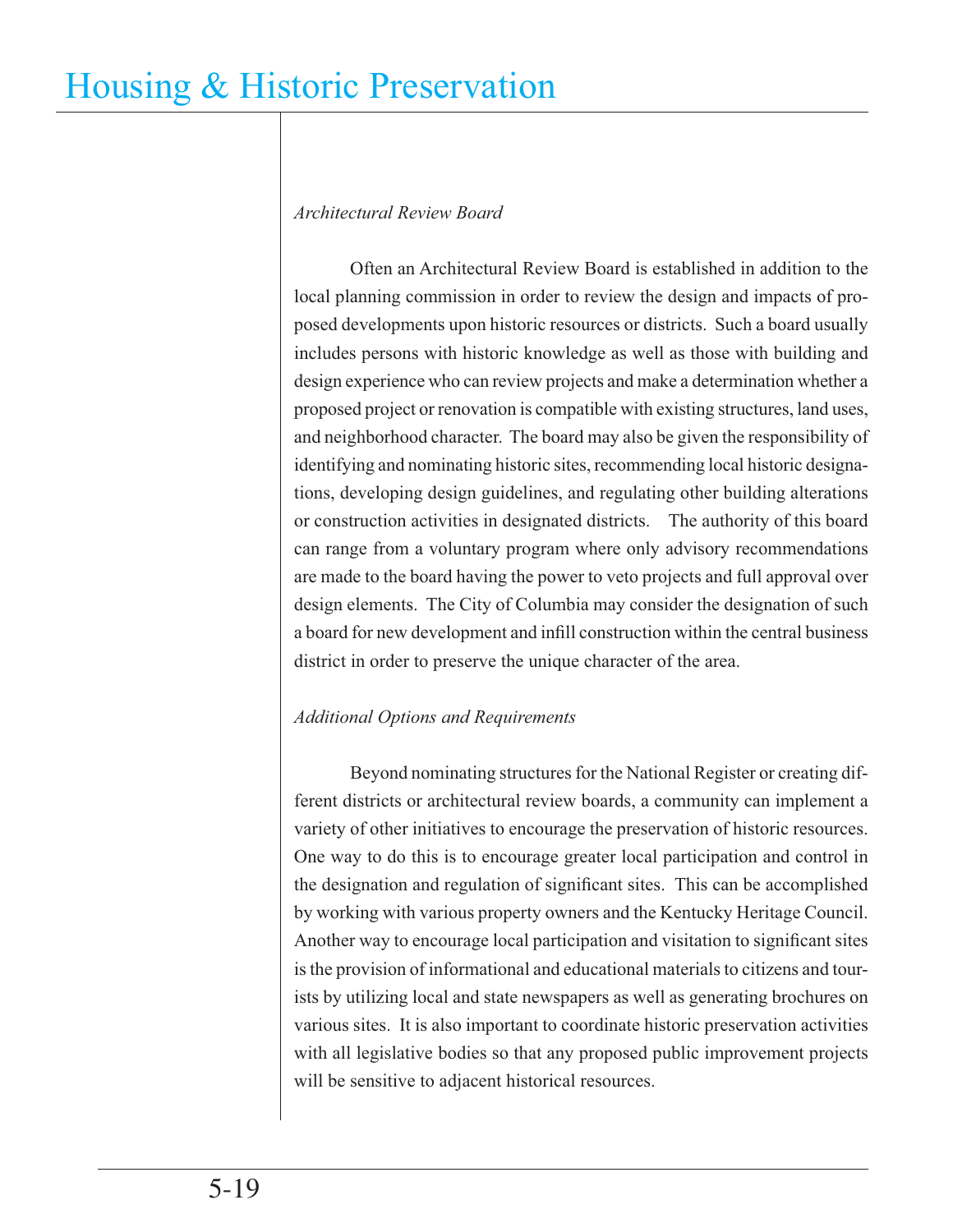*Architectural Review Board*

Often an Architectural Review Board is established in addition to the local planning commission in order to review the design and impacts of proposed developments upon historic resources or districts. Such a board usually includes persons with historic knowledge as well as those with building and design experience who can review projects and make a determination whether a proposed project or renovation is compatible with existing structures, land uses, and neighborhood character. The board may also be given the responsibility of identifying and nominating historic sites, recommending local historic designations, developing design guidelines, and regulating other building alterations or construction activities in designated districts. The authority of this board can range from a voluntary program where only advisory recommendations are made to the board having the power to veto projects and full approval over design elements. The City of Columbia may consider the designation of such a board for new development and infill construction within the central business district in order to preserve the unique character of the area.

*Additional Options and Requirements*

Beyond nominating structures for the National Register or creating different districts or architectural review boards, a community can implement a variety of other initiatives to encourage the preservation of historic resources. One way to do this is to encourage greater local participation and control in the designation and regulation of significant sites. This can be accomplished by working with various property owners and the Kentucky Heritage Council. Another way to encourage local participation and visitation to significant sites is the provision of informational and educational materials to citizens and tourists by utilizing local and state newspapers as well as generating brochures on various sites. It is also important to coordinate historic preservation activities with all legislative bodies so that any proposed public improvement projects will be sensitive to adjacent historical resources.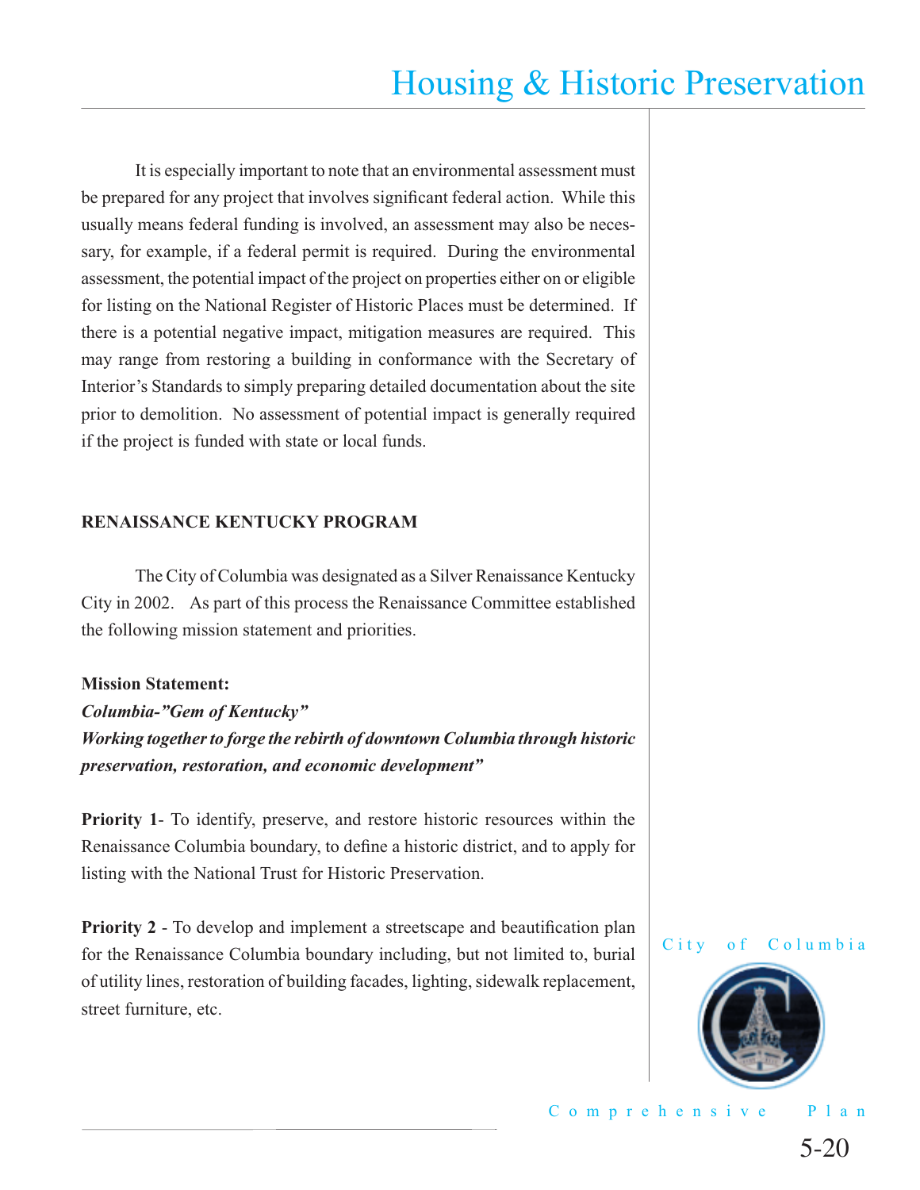It is especially important to note that an environmental assessment must be prepared for any project that involves significant federal action. While this usually means federal funding is involved, an assessment may also be necessary, for example, if a federal permit is required. During the environmental assessment, the potential impact of the project on properties either on or eligible for listing on the National Register of Historic Places must be determined. If there is a potential negative impact, mitigation measures are required. This may range from restoring a building in conformance with the Secretary of Interior's Standards to simply preparing detailed documentation about the site prior to demolition. No assessment of potential impact is generally required if the project is funded with state or local funds.

## RENAISSANCE KENTUCKY PROGRAM

The City of Columbia was designated as a Silver Renaissance Kentucky City in 2002. As part of this process the Renaissance Committee established the following mission statement and priorities.

**Mission Statement:**
***Columbia-"Gem of Kentucky"***
***Working together to forge the rebirth of downtown Columbia through historic preservation, restoration, and economic development"***

**Priority 1**- To identify, preserve, and restore historic resources within the Renaissance Columbia boundary, to define a historic district, and to apply for listing with the National Trust for Historic Preservation.

**Priority 2** - To develop and implement a streetscape and beautification plan for the Renaissance Columbia boundary including, but not limited to, burial of utility lines, restoration of building facades, lighting, sidewalk replacement, street furniture, etc.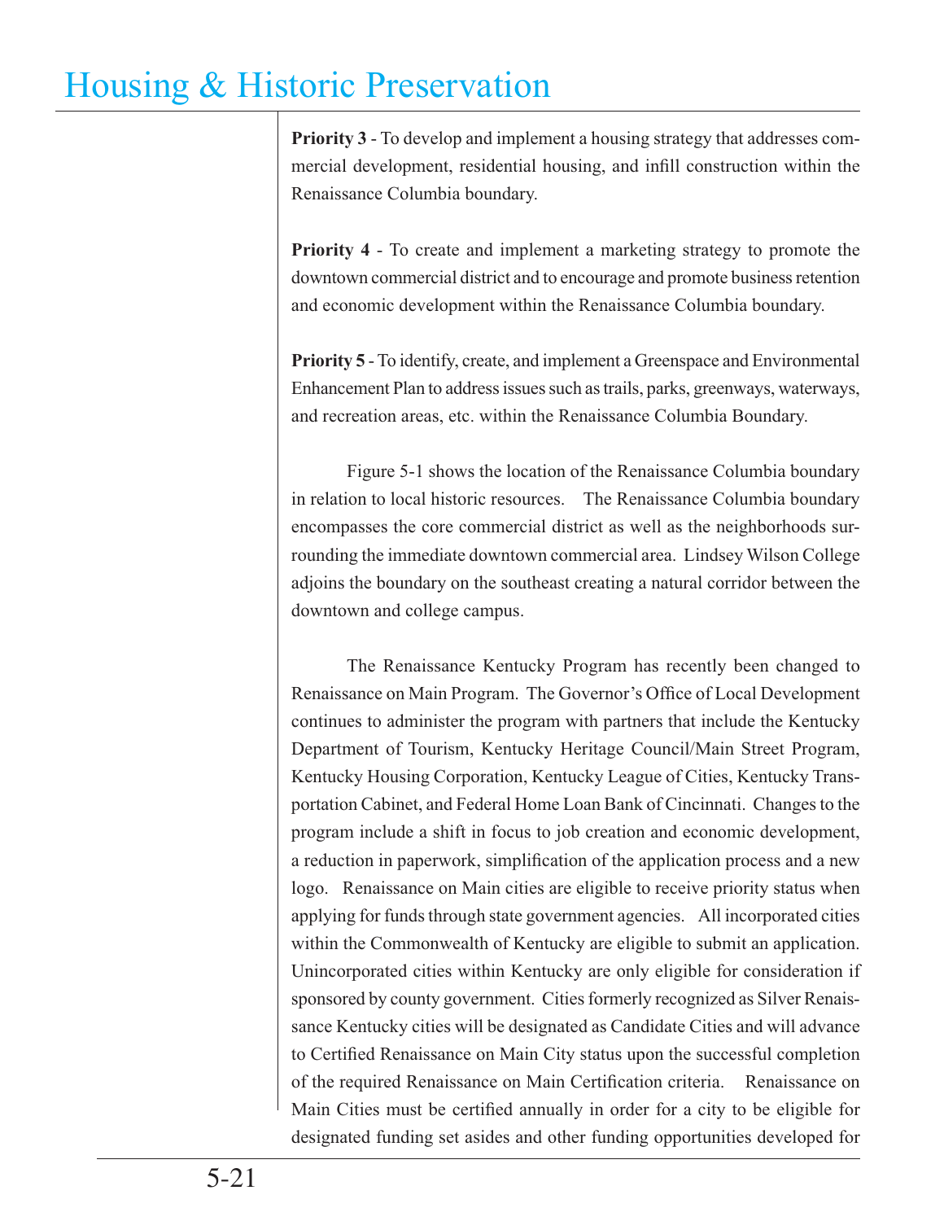# Housing & Historic Preservation

**Priority 3** - To develop and implement a housing strategy that addresses commercial development, residential housing, and infill construction within the Renaissance Columbia boundary.

**Priority 4** - To create and implement a marketing strategy to promote the downtown commercial district and to encourage and promote business retention and economic development within the Renaissance Columbia boundary.

**Priority 5** - To identify, create, and implement a Greenspace and Environmental Enhancement Plan to address issues such as trails, parks, greenways, waterways, and recreation areas, etc. within the Renaissance Columbia Boundary.

Figure 5-1 shows the location of the Renaissance Columbia boundary in relation to local historic resources. The Renaissance Columbia boundary encompasses the core commercial district as well as the neighborhoods surrounding the immediate downtown commercial area. Lindsey Wilson College adjoins the boundary on the southeast creating a natural corridor between the downtown and college campus.

The Renaissance Kentucky Program has recently been changed to Renaissance on Main Program. The Governor's Office of Local Development continues to administer the program with partners that include the Kentucky Department of Tourism, Kentucky Heritage Council/Main Street Program, Kentucky Housing Corporation, Kentucky League of Cities, Kentucky Transportation Cabinet, and Federal Home Loan Bank of Cincinnati. Changes to the program include a shift in focus to job creation and economic development, a reduction in paperwork, simplification of the application process and a new logo. Renaissance on Main cities are eligible to receive priority status when applying for funds through state government agencies. All incorporated cities within the Commonwealth of Kentucky are eligible to submit an application. Unincorporated cities within Kentucky are only eligible for consideration if sponsored by county government. Cities formerly recognized as Silver Renaissance Kentucky cities will be designated as Candidate Cities and will advance to Certified Renaissance on Main City status upon the successful completion of the required Renaissance on Main Certification criteria. Renaissance on Main Cities must be certified annually in order for a city to be eligible for designated funding set asides and other funding opportunities developed for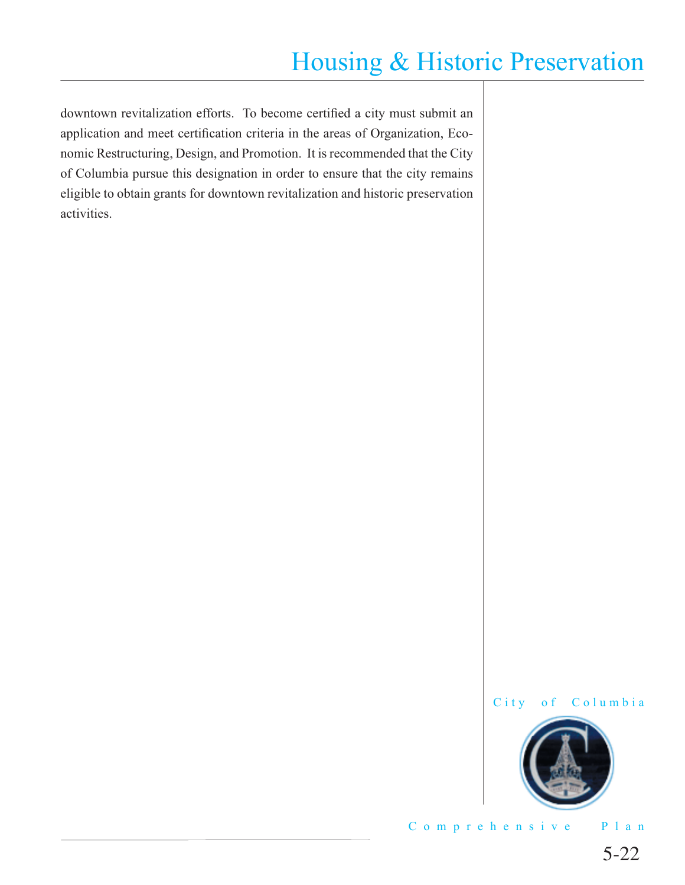downtown revitalization efforts. To become certified a city must submit an application and meet certification criteria in the areas of Organization, Economic Restructuring, Design, and Promotion. It is recommended that the City of Columbia pursue this designation in order to ensure that the city remains eligible to obtain grants for downtown revitalization and historic preservation activities.